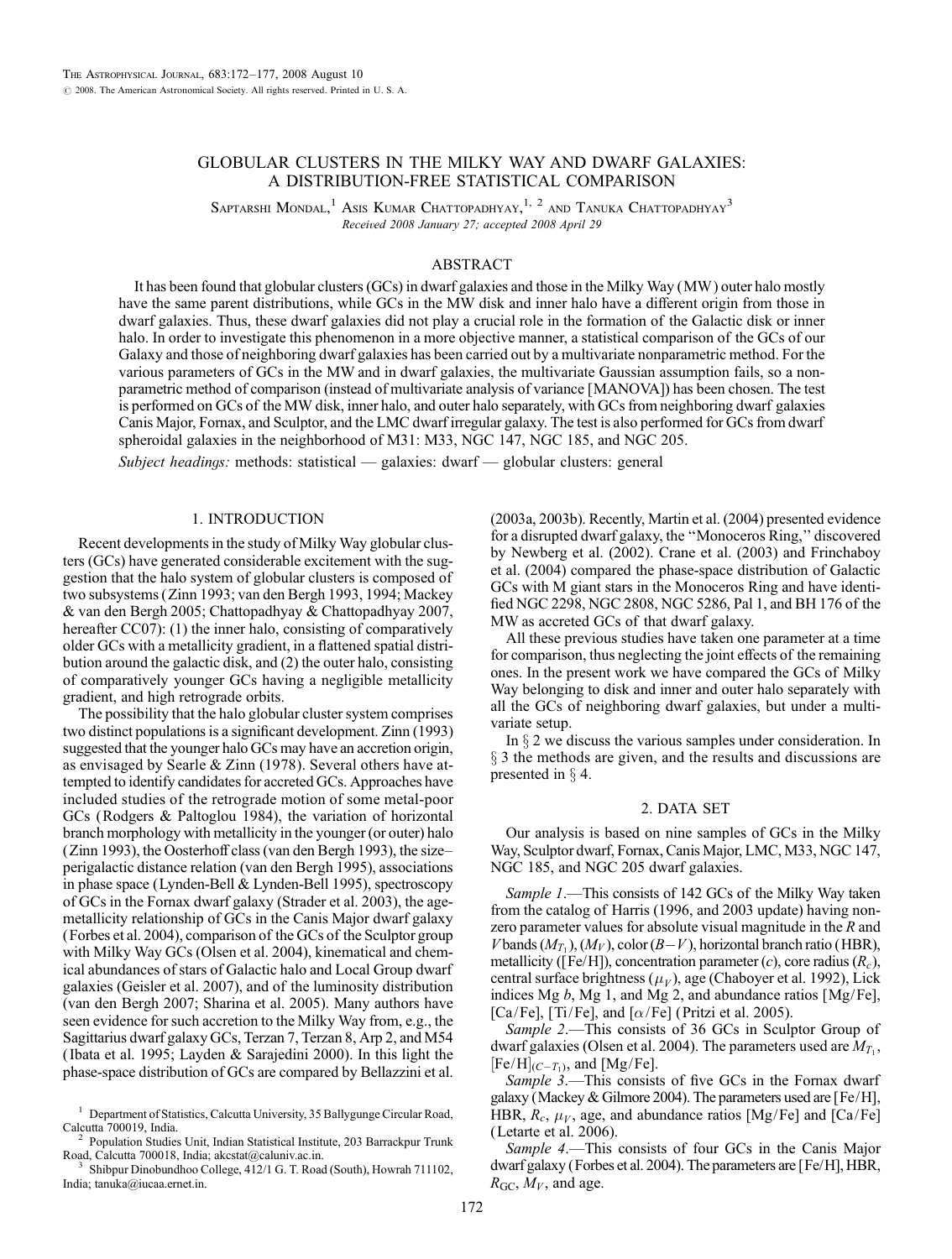# GLOBULAR CLUSTERS IN THE MILKY WAY AND DWARF GALAXIES: A DISTRIBUTION-FREE STATISTICAL COMPARISON

Saptarshi Mondal,[1] Asis Kumar Chattopadhyay,[1, 2] and Tanuka Chattopadhyay[3]

*Received 2008 January 27; accepted 2008 April 29*

## ABSTRACT

It has been found that globular clusters (GCs) in dwarf galaxies and those in the Milky Way (MW) outer halo mostly have the same parent distributions, while GCs in the MW disk and inner halo have a different origin from those in dwarf galaxies. Thus, these dwarf galaxies did not play a crucial role in the formation of the Galactic disk or inner halo. In order to investigate this phenomenon in a more objective manner, a statistical comparison of the GCs of our Galaxy and those of neighboring dwarf galaxies has been carried out by a multivariate nonparametric method. For the various parameters of GCs in the MW and in dwarf galaxies, the multivariate Gaussian assumption fails, so a nonparametric method of comparison (instead of multivariate analysis of variance [MANOVA]) has been chosen. The test is performed on GCs of the MW disk, inner halo, and outer halo separately, with GCs from neighboring dwarf galaxies Canis Major, Fornax, and Sculptor, and the LMC dwarf irregular galaxy. The test is also performed for GCs from dwarf spheroidal galaxies in the neighborhood of M31: M33, NGC 147, NGC 185, and NGC 205.

*Subject headings:* methods: statistical — galaxies: dwarf — globular clusters: general

## 1. INTRODUCTION

Recent developments in the study of Milky Way globular clusters (GCs) have generated considerable excitement with the suggestion that the halo system of globular clusters is composed of two subsystems (Zinn 1993; van den Bergh 1993, 1994; Mackey & van den Bergh 2005; Chattopadhyay & Chattopadhyay 2007, hereafter CC07): (1) the inner halo, consisting of comparatively older GCs with a metallicity gradient, in a flattened spatial distribution around the galactic disk, and (2) the outer halo, consisting of comparatively younger GCs having a negligible metallicity gradient, and high retrograde orbits.

The possibility that the halo globular cluster system comprises two distinct populations is a significant development. Zinn (1993) suggested that the younger halo GCs may have an accretion origin, as envisaged by Searle & Zinn (1978). Several others have attempted to identify candidates for accreted GCs. Approaches have included studies of the retrograde motion of some metal-poor GCs (Rodgers & Paltoglou 1984), the variation of horizontal branch morphology with metallicity in the younger (or outer) halo (Zinn 1993), the Oosterhoff class (van den Bergh 1993), the size–perigalactic distance relation (van den Bergh 1995), associations in phase space (Lynden-Bell & Lynden-Bell 1995), spectroscopy of GCs in the Fornax dwarf galaxy (Strader et al. 2003), the age-metallicity relationship of GCs in the Canis Major dwarf galaxy (Forbes et al. 2004), comparison of the GCs of the Sculptor group with Milky Way GCs (Olsen et al. 2004), kinematical and chemical abundances of stars of Galactic halo and Local Group dwarf galaxies (Geisler et al. 2007), and of the luminosity distribution (van den Bergh 2007; Sharina et al. 2005). Many authors have seen evidence for such accretion to the Milky Way from, e.g., the Sagittarius dwarf galaxy GCs, Terzan 7, Terzan 8, Arp 2, and M54 (Ibata et al. 1995; Layden & Sarajedini 2000). In this light the phase-space distribution of GCs are compared by Bellazzini et al. (2003a, 2003b). Recently, Martin et al. (2004) presented evidence for a disrupted dwarf galaxy, the "Monoceros Ring," discovered by Newberg et al. (2002). Crane et al. (2003) and Frinchaboy et al. (2004) compared the phase-space distribution of Galactic GCs with M giant stars in the Monoceros Ring and have identified NGC 2298, NGC 2808, NGC 5286, Pal 1, and BH 176 of the MW as accreted GCs of that dwarf galaxy.

All these previous studies have taken one parameter at a time for comparison, thus neglecting the joint effects of the remaining ones. In the present work we have compared the GCs of Milky Way belonging to disk and inner and outer halo separately with all the GCs of neighboring dwarf galaxies, but under a multivariate setup.

In § 2 we discuss the various samples under consideration. In § 3 the methods are given, and the results and discussions are presented in § 4.

## 2. DATA SET

Our analysis is based on nine samples of GCs in the Milky Way, Sculptor dwarf, Fornax, Canis Major, LMC, M33, NGC 147, NGC 185, and NGC 205 dwarf galaxies.

*Sample 1.*—This consists of 142 GCs of the Milky Way taken from the catalog of Harris (1996, and 2003 update) having nonzero parameter values for absolute visual magnitude in the *R* and *V* bands ($M_{T_1}$), ($M_V$), color ($B-V$), horizontal branch ratio (HBR), metallicity ([Fe/H]), concentration parameter (*c*), core radius ($R_c$), central surface brightness ($\mu_V$), age (Chaboyer et al. 1992), Lick indices Mg *b*, Mg 1, and Mg 2, and abundance ratios [Mg/Fe], [Ca/Fe], [Ti/Fe], and [$\alpha$/Fe] (Pritzi et al. 2005).

*Sample 2.*—This consists of 36 GCs in Sculptor Group of dwarf galaxies (Olsen et al. 2004). The parameters used are $M_{T_1}$, $[\mathrm{Fe/H}]_{(C-T_1)}$, and [Mg/Fe].

*Sample 3.*—This consists of five GCs in the Fornax dwarf galaxy (Mackey & Gilmore 2004). The parameters used are [Fe/H], HBR, $R_c$, $\mu_V$, age, and abundance ratios [Mg/Fe] and [Ca/Fe] (Letarte et al. 2006).

*Sample 4.*—This consists of four GCs in the Canis Major dwarf galaxy (Forbes et al. 2004). The parameters are [Fe/H], HBR, $R_{GC}$, $M_V$, and age.

[1] Department of Statistics, Calcutta University, 35 Ballygunge Circular Road, Calcutta 700019, India.

[2] Population Studies Unit, Indian Statistical Institute, 203 Barrackpur Trunk Road, Calcutta 700018, India; akcstat@caluniv.ac.in.

[3] Shibpur Dinobundhoo College, 412/1 G. T. Road (South), Howrah 711102, India; tanuka@iucaa.ernet.in.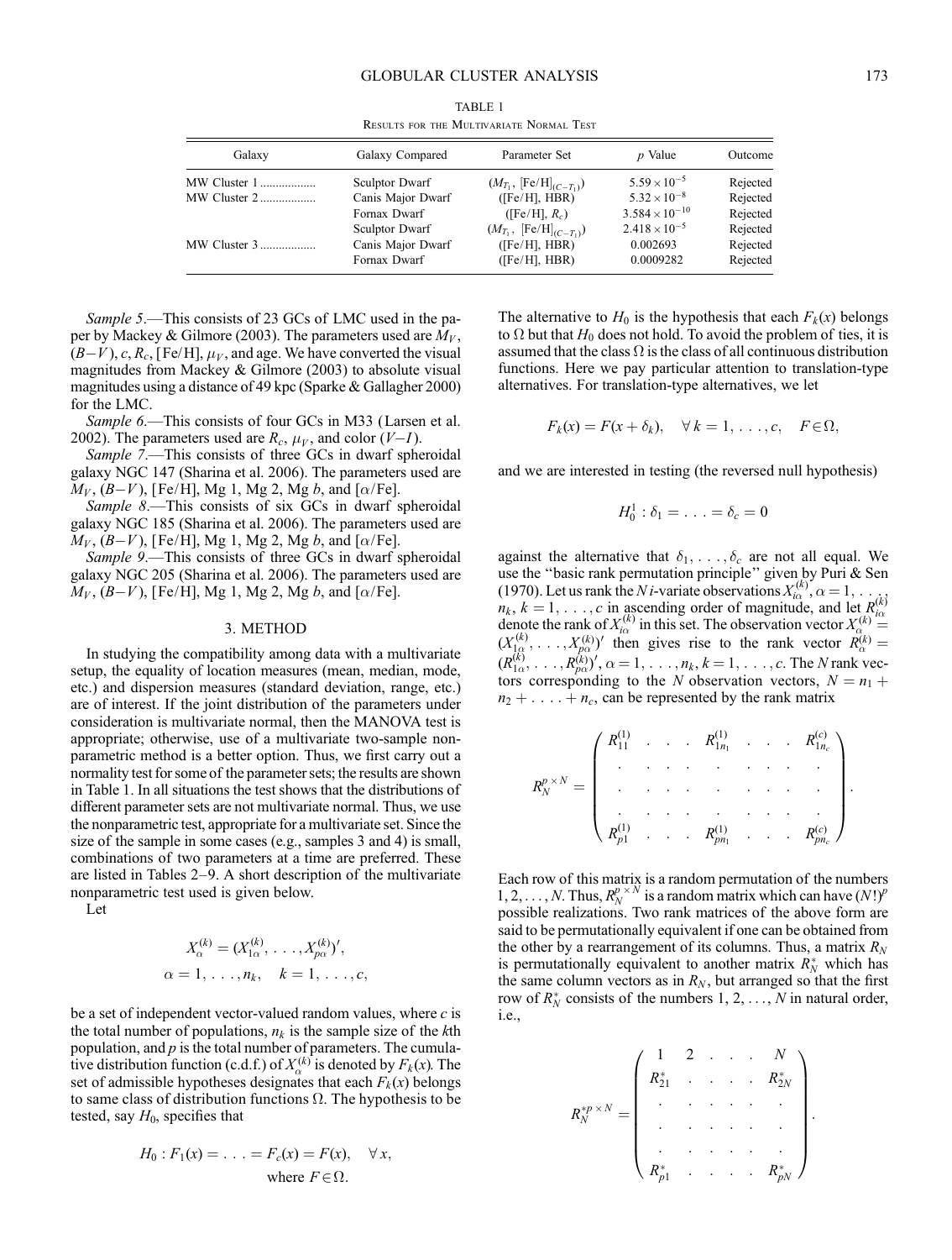TABLE 1

Results for the Multivariate Normal Test

| Galaxy | Galaxy Compared | Parameter Set | p Value | Outcome |
|---|---|---|---|---|
| MW Cluster 1 .................. | Sculptor Dwarf | ($M_{T_1}$, $[\mathrm{Fe/H}]_{(C-T_1)}$) | $5.59\times10^{-5}$ | Rejected |
| MW Cluster 2 .................. | Canis Major Dwarf | ([Fe/H], HBR) | $5.32\times10^{-8}$ | Rejected |
| | Fornax Dwarf | ([Fe/H], $R_c$) | $3.584\times10^{-10}$ | Rejected |
| | Sculptor Dwarf | ($M_{T_1}$, $[\mathrm{Fe/H}]_{(C-T_1)}$) | $2.418\times10^{-5}$ | Rejected |
| MW Cluster 3 .................. | Canis Major Dwarf | ([Fe/H], HBR) | 0.002693 | Rejected |
| | Fornax Dwarf | ([Fe/H], HBR) | 0.0009282 | Rejected |

*Sample 5*.—This consists of 23 GCs of LMC used in the paper by Mackey & Gilmore (2003). The parameters used are $M_V$, $(B-V)$, $c$, $R_c$, [Fe/H], $\mu_V$, and age. We have converted the visual magnitudes from Mackey & Gilmore (2003) to absolute visual magnitudes using a distance of 49 kpc (Sparke & Gallagher 2000) for the LMC.

*Sample 6*.—This consists of four GCs in M33 (Larsen et al. 2002). The parameters used are $R_c$, $\mu_V$, and color $(V-I)$.

*Sample 7*.—This consists of three GCs in dwarf spheroidal galaxy NGC 147 (Sharina et al. 2006). The parameters used are $M_V$, $(B-V)$, [Fe/H], Mg 1, Mg 2, Mg *b*, and $[\alpha/\mathrm{Fe}]$.

*Sample 8*.—This consists of six GCs in dwarf spheroidal galaxy NGC 185 (Sharina et al. 2006). The parameters used are $M_V$, $(B-V)$, [Fe/H], Mg 1, Mg 2, Mg *b*, and $[\alpha/\mathrm{Fe}]$.

*Sample 9*.—This consists of three GCs in dwarf spheroidal galaxy NGC 205 (Sharina et al. 2006). The parameters used are $M_V$, $(B-V)$, [Fe/H], Mg 1, Mg 2, Mg *b*, and $[\alpha/\mathrm{Fe}]$.

## 3. METHOD

In studying the compatibility among data with a multivariate setup, the equality of location measures (mean, median, mode, etc.) and dispersion measures (standard deviation, range, etc.) are of interest. If the joint distribution of the parameters under consideration is multivariate normal, then the MANOVA test is appropriate; otherwise, use of a multivariate two-sample nonparametric method is a better option. Thus, we first carry out a normality test for some of the parameter sets; the results are shown in Table 1. In all situations the test shows that the distributions of different parameter sets are not multivariate normal. Thus, we use the nonparametric test, appropriate for a multivariate set. Since the size of the sample in some cases (e.g., samples 3 and 4) is small, combinations of two parameters at a time are preferred. These are listed in Tables 2–9. A short description of the multivariate nonparametric test used is given below.

Let

$$X_\alpha^{(k)} = (X_{1\alpha}^{(k)}, \ldots, X_{p\alpha}^{(k)})',$$
$$\alpha = 1, \ldots, n_k, \quad k = 1, \ldots, c,$$

be a set of independent vector-valued random values, where $c$ is the total number of populations, $n_k$ is the sample size of the $k$th population, and $p$ is the total number of parameters. The cumulative distribution function (c.d.f.) of $X_\alpha^{(k)}$ is denoted by $F_k(x)$. The set of admissible hypotheses designates that each $F_k(x)$ belongs to same class of distribution functions $\Omega$. The hypothesis to be tested, say $H_0$, specifies that

$$H_0 : F_1(x) = \ldots = F_c(x) = F(x), \quad \forall\, x, \quad \text{where } F \in \Omega.$$

The alternative to $H_0$ is the hypothesis that each $F_k(x)$ belongs to $\Omega$ but that $H_0$ does not hold. To avoid the problem of ties, it is assumed that the class $\Omega$ is the class of all continuous distribution functions. Here we pay particular attention to translation-type alternatives. For translation-type alternatives, we let

$$F_k(x) = F(x + \delta_k), \quad \forall\, k = 1, \ldots, c, \quad F \in \Omega,$$

and we are interested in testing (the reversed null hypothesis)

$$H_0^1 : \delta_1 = \ldots = \delta_c = 0$$

against the alternative that $\delta_1, \ldots, \delta_c$ are not all equal. We use the "basic rank permutation principle" given by Puri & Sen (1970). Let us rank the $N$ $i$-variate observations $X_{i\alpha}^{(k)}$, $\alpha = 1, \ldots, n_k$, $k = 1, \ldots, c$ in ascending order of magnitude, and let $R_{i\alpha}^{(k)}$ denote the rank of $X_{i\alpha}^{(k)}$ in this set. The observation vector $X_\alpha^{(k)} = (X_{1\alpha}^{(k)}, \ldots, X_{p\alpha}^{(k)})'$ then gives rise to the rank vector $R_\alpha^{(k)} = (R_{1\alpha}^{(k)}, \ldots, R_{p\alpha}^{(k)})'$, $\alpha = 1, \ldots, n_k$, $k = 1, \ldots, c$. The $N$ rank vectors corresponding to the $N$ observation vectors, $N = n_1 + n_2 + \ldots + n_c$, can be represented by the rank matrix

$$R_N^{p\times N} = \begin{pmatrix} R_{11}^{(1)} & . & . & . & R_{1n_1}^{(1)} & . & . & . & R_{1n_c}^{(c)} \\ . & . & . & . & . & . & . & . & . \\ . & . & . & . & . & . & . & . & . \\ . & . & . & . & . & . & . & . & . \\ R_{p1}^{(1)} & . & . & . & R_{pn_1}^{(1)} & . & . & . & R_{pn_c}^{(c)} \end{pmatrix}.$$

Each row of this matrix is a random permutation of the numbers $1, 2, \ldots, N$. Thus, $R_N^{p\times N}$ is a random matrix which can have $(N!)^p$ possible realizations. Two rank matrices of the above form are said to be permutationally equivalent if one can be obtained from the other by a rearrangement of its columns. Thus, a matrix $R_N$ is permutationally equivalent to another matrix $R_N^*$ which has the same column vectors as in $R_N$, but arranged so that the first row of $R_N^*$ consists of the numbers $1, 2, \ldots, N$ in natural order, i.e.,

$$R_N^{*p\times N} = \begin{pmatrix} 1 & 2 & . & . & . & N \\ R_{21}^* & . & . & . & . & R_{2N}^* \\ . & . & . & . & . & . \\ . & . & . & . & . & . \\ . & . & . & . & . & . \\ R_{p1}^* & . & . & . & . & R_{pN}^* \end{pmatrix}.$$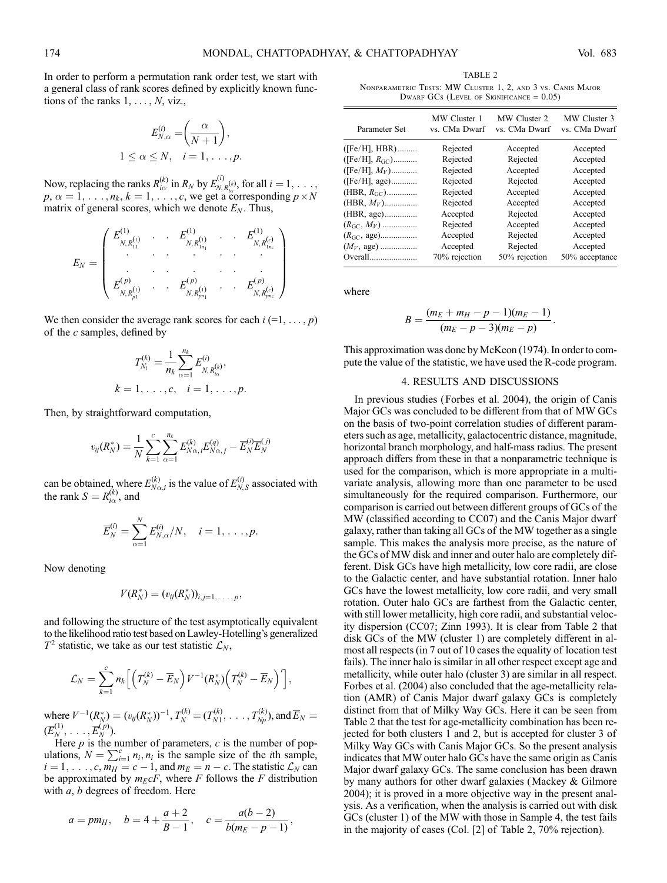In order to perform a permutation rank order test, we start with a general class of rank scores defined by explicitly known functions of the ranks $1, \ldots, N$, viz.,

$$E_{N,\alpha}^{(i)} = \left(\frac{\alpha}{N+1}\right),$$
$$1 \le \alpha \le N, \quad i = 1, \ldots, p.$$

Now, replacing the ranks $R_{i\alpha}^{(k)}$ in $R_N$ by $E_{N,R_{i\alpha}^{(k)}}^{(i)}$, for all $i = 1, \ldots, p$, $\alpha = 1, \ldots, n_k$, $k = 1, \ldots, c$, we get a corresponding $p \times N$ matrix of general scores, which we denote $E_N$. Thus,

$$E_N = \begin{pmatrix} E_{N,R_{11}^{(1)}}^{(1)} & \cdot & \cdot & E_{N,R_{1n_1}^{(1)}}^{(1)} & \cdot & \cdot & E_{N,R_{1n_c}^{(c)}}^{(1)} \\ \cdot & \cdot & \cdot & \cdot & \cdot & \cdot & \cdot \\ \cdot & \cdot & \cdot & \cdot & \cdot & \cdot & \cdot \\ E_{N,R_{p1}^{(1)}}^{(p)} & \cdot & \cdot & E_{N,R_{pn_1}^{(1)}}^{(p)} & \cdot & \cdot & E_{N,R_{pn_c}^{(c)}}^{(p)} \end{pmatrix}$$

We then consider the average rank scores for each $i$ (=1, ..., $p$) of the $c$ samples, defined by

$$T_{N_i}^{(k)} = \frac{1}{n_k} \sum_{\alpha=1}^{n_k} E_{N,R_{i\alpha}^{(k)}}^{(i)},$$
$$k = 1, \ldots, c, \quad i = 1, \ldots, p.$$

Then, by straightforward computation,

$$v_{ij}(R_N^*) = \frac{1}{N} \sum_{k=1}^{c} \sum_{\alpha=1}^{n_k} E_{N\alpha,i}^{(k)} E_{N\alpha,j}^{(q)} - \overline{E}_N^{(i)} \overline{E}_N^{(j)}$$

can be obtained, where $E_{N\alpha,i}^{(k)}$ is the value of $E_{N,S}^{(i)}$ associated with the rank $S = R_{i\alpha}^{(k)}$, and

$$\overline{E}_N^{(i)} = \sum_{\alpha=1}^{N} E_{N,\alpha}^{(i)}/N, \quad i = 1, \ldots, p.$$

Now denoting

$$V(R_N^*) = (v_{ij}(R_N^*))_{i,j=1,\ldots,p},$$

and following the structure of the test asymptotically equivalent to the likelihood ratio test based on Lawley-Hotelling's generalized $T^2$ statistic, we take as our test statistic $\mathcal{L}_N$,

$$\mathcal{L}_N = \sum_{k=1}^{c} n_k \left[ \left( T_N^{(k)} - \overline{E}_N \right) V^{-1}(R_N^*) \left( T_N^{(k)} - \overline{E}_N \right)' \right],$$

where $V^{-1}(R_N^*) = (v_{ij}(R_N^*))^{-1}$, $T_N^{(k)} = (T_{N1}^{(k)}, \ldots, T_{Np}^{(k)})$, and $\overline{E}_N = (\overline{E}_N^{(1)}, \ldots, \overline{E}_N^{(p)})$.

Here $p$ is the number of parameters, $c$ is the number of populations, $N = \sum_{i=1}^{c} n_i$, $n_i$ is the sample size of the $i$th sample, $i = 1, \ldots, c$, $m_H = c - 1$, and $m_E = n - c$. The statistic $\mathcal{L}_N$ can be approximated by $m_E cF$, where $F$ follows the $F$ distribution with $a$, $b$ degrees of freedom. Here

$$a = pm_H, \quad b = 4 + \frac{a+2}{B-1}, \quad c = \frac{a(b-2)}{b(m_E - p - 1)},$$

where

$$B = \frac{(m_E + m_H - p - 1)(m_E - 1)}{(m_E - p - 3)(m_E - p)}.$$

This approximation was done by McKeon (1974). In order to compute the value of the statistic, we have used the R-code program.

TABLE 2

Nonparametric Tests: MW Cluster 1, 2, and 3 vs. Canis Major Dwarf GCs (Level of Significance = 0.05)

| Parameter Set | MW Cluster 1 vs. CMa Dwarf | MW Cluster 2 vs. CMa Dwarf | MW Cluster 3 vs. CMa Dwarf |
|---|---|---|---|
| ([Fe/H], HBR) | Rejected | Accepted | Accepted |
| ([Fe/H], $R_{GC}$) | Rejected | Rejected | Accepted |
| ([Fe/H], $M_V$) | Rejected | Accepted | Accepted |
| ([Fe/H], age) | Rejected | Rejected | Accepted |
| (HBR, $R_{GC}$) | Rejected | Accepted | Accepted |
| (HBR, $M_V$) | Rejected | Accepted | Accepted |
| (HBR, age) | Accepted | Rejected | Accepted |
| ($R_{GC}$, $M_V$) | Rejected | Accepted | Accepted |
| ($R_{GC}$, age) | Accepted | Rejected | Accepted |
| ($M_V$, age) | Accepted | Rejected | Accepted |
| Overall | 70% rejection | 50% rejection | 50% acceptance |

## 4. RESULTS AND DISCUSSIONS

In previous studies (Forbes et al. 2004), the origin of Canis Major GCs was concluded to be different from that of MW GCs on the basis of two-point correlation studies of different parameters such as age, metallicity, galactocentric distance, magnitude, horizontal branch morphology, and half-mass radius. The present approach differs from these in that a nonparametric technique is used for the comparison, which is more appropriate in a multivariate analysis, allowing more than one parameter to be used simultaneously for the required comparison. Furthermore, our comparison is carried out between different groups of GCs of the MW (classified according to CC07) and the Canis Major dwarf galaxy, rather than taking all GCs of the MW together as a single sample. This makes the analysis more precise, as the nature of the GCs of MW disk and inner and outer halo are completely different. Disk GCs have high metallicity, low core radii, are close to the Galactic center, and have substantial rotation. Inner halo GCs have the lowest metallicity, low core radii, and very small rotation. Outer halo GCs are farthest from the Galactic center, with still lower metallicity, high core radii, and substantial velocity dispersion (CC07; Zinn 1993). It is clear from Table 2 that disk GCs of the MW (cluster 1) are completely different in almost all respects (in 7 out of 10 cases the equality of location test fails). The inner halo is similar in all other respect except age and metallicity, while outer halo (cluster 3) are similar in all respect. Forbes et al. (2004) also concluded that the age-metallicity relation (AMR) of Canis Major dwarf galaxy GCs is completely distinct from that of Milky Way GCs. Here it can be seen from Table 2 that the test for age-metallicity combination has been rejected for both clusters 1 and 2, but is accepted for cluster 3 of Milky Way GCs with Canis Major GCs. So the present analysis indicates that MW outer halo GCs have the same origin as Canis Major dwarf galaxy GCs. The same conclusion has been drawn by many authors for other dwarf galaxies (Mackey & Gilmore 2004); it is proved in a more objective way in the present analysis. As a verification, when the analysis is carried out with disk GCs (cluster 1) of the MW with those in Sample 4, the test fails in the majority of cases (Col. [2] of Table 2, 70% rejection).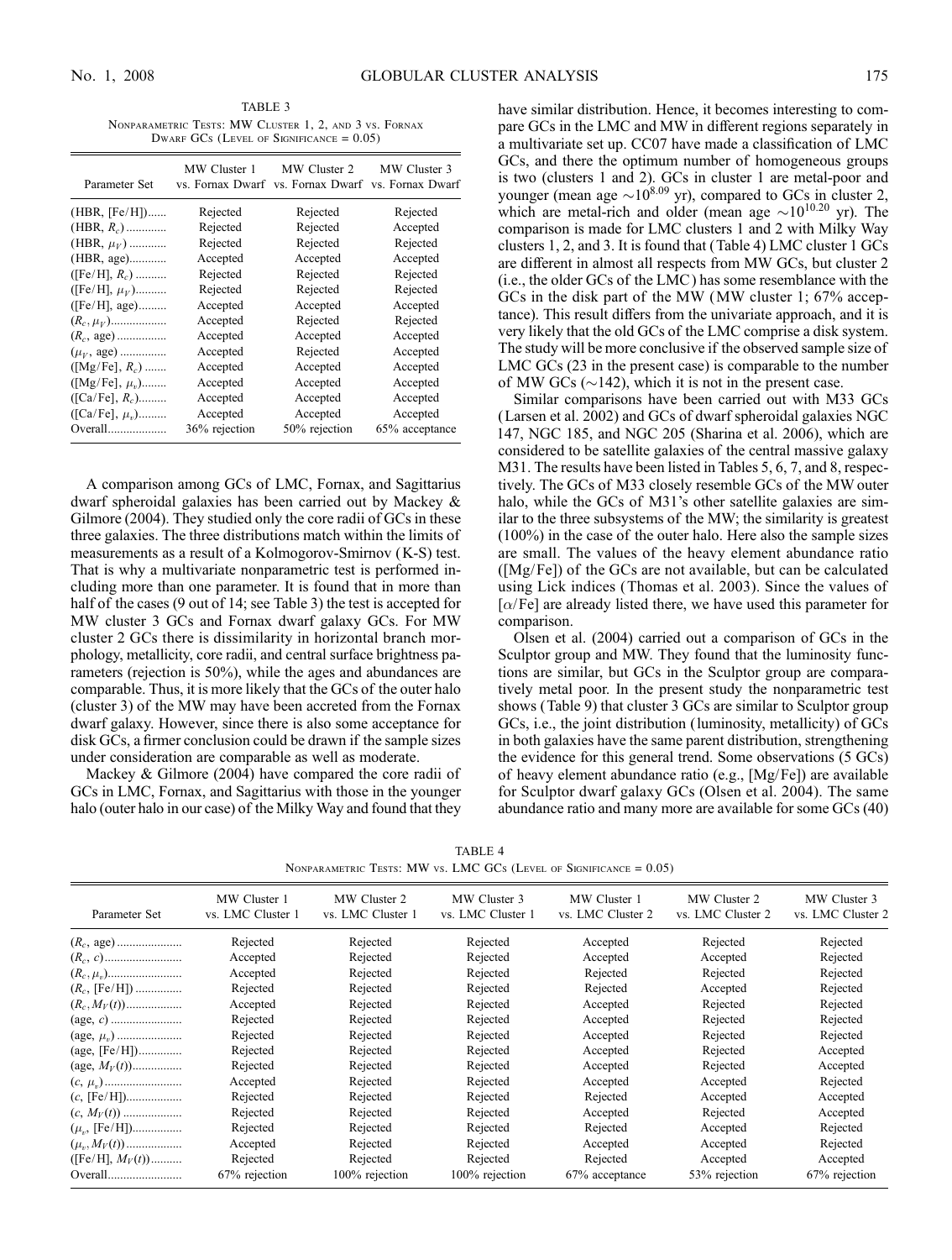TABLE 3

Nonparametric Tests: MW Cluster 1, 2, and 3 vs. Fornax Dwarf GCs (Level of Significance = 0.05)

| Parameter Set | MW Cluster 1 vs. Fornax Dwarf | MW Cluster 2 vs. Fornax Dwarf | MW Cluster 3 vs. Fornax Dwarf |
|---|---|---|---|
| (HBR, [Fe/H]) | Rejected | Rejected | Rejected |
| (HBR, $R_c$) | Rejected | Rejected | Accepted |
| (HBR, $\mu_V$) | Rejected | Rejected | Rejected |
| (HBR, age) | Accepted | Accepted | Accepted |
| ([Fe/H], $R_c$) | Rejected | Rejected | Rejected |
| ([Fe/H], $\mu_V$) | Rejected | Rejected | Rejected |
| ([Fe/H], age) | Accepted | Accepted | Accepted |
| ($R_c$, $\mu_V$) | Accepted | Rejected | Rejected |
| ($R_c$, age) | Accepted | Accepted | Accepted |
| ($\mu_V$, age) | Accepted | Rejected | Accepted |
| ([Mg/Fe], $R_c$) | Accepted | Accepted | Accepted |
| ([Mg/Fe], $\mu_v$) | Accepted | Accepted | Accepted |
| ([Ca/Fe], $R_c$) | Accepted | Accepted | Accepted |
| ([Ca/Fe], $\mu_v$) | Accepted | Accepted | Accepted |
| Overall | 36% rejection | 50% rejection | 65% acceptance |

A comparison among GCs of LMC, Fornax, and Sagittarius dwarf spheroidal galaxies has been carried out by Mackey & Gilmore (2004). They studied only the core radii of GCs in these three galaxies. The three distributions match within the limits of measurements as a result of a Kolmogorov-Smirnov (K-S) test. That is why a multivariate nonparametric test is performed including more than one parameter. It is found that in more than half of the cases (9 out of 14; see Table 3) the test is accepted for MW cluster 3 GCs and Fornax dwarf galaxy GCs. For MW cluster 2 GCs there is dissimilarity in horizontal branch morphology, metallicity, core radii, and central surface brightness parameters (rejection is 50%), while the ages and abundances are comparable. Thus, it is more likely that the GCs of the outer halo (cluster 3) of the MW may have been accreted from the Fornax dwarf galaxy. However, since there is also some acceptance for disk GCs, a firmer conclusion could be drawn if the sample sizes under consideration are comparable as well as moderate.

Mackey & Gilmore (2004) have compared the core radii of GCs in LMC, Fornax, and Sagittarius with those in the younger halo (outer halo in our case) of the Milky Way and found that they have similar distribution. Hence, it becomes interesting to compare GCs in the LMC and MW in different regions separately in a multivariate set up. CC07 have made a classification of LMC GCs, and there the optimum number of homogeneous groups is two (clusters 1 and 2). GCs in cluster 1 are metal-poor and younger (mean age $\sim 10^{8.09}$ yr), compared to GCs in cluster 2, which are metal-rich and older (mean age $\sim 10^{10.20}$ yr). The comparison is made for LMC clusters 1 and 2 with Milky Way clusters 1, 2, and 3. It is found that (Table 4) LMC cluster 1 GCs are different in almost all respects from MW GCs, but cluster 2 (i.e., the older GCs of the LMC) has some resemblance with the GCs in the disk part of the MW (MW cluster 1; 67% acceptance). This result differs from the univariate approach, and it is very likely that the old GCs of the LMC comprise a disk system. The study will be more conclusive if the observed sample size of LMC GCs (23 in the present case) is comparable to the number of MW GCs ($\sim$142), which it is not in the present case.

Similar comparisons have been carried out with M33 GCs (Larsen et al. 2002) and GCs of dwarf spheroidal galaxies NGC 147, NGC 185, and NGC 205 (Sharina et al. 2006), which are considered to be satellite galaxies of the central massive galaxy M31. The results have been listed in Tables 5, 6, 7, and 8, respectively. The GCs of M33 closely resemble GCs of the MW outer halo, while the GCs of M31's other satellite galaxies are similar to the three subsystems of the MW; the similarity is greatest (100%) in the case of the outer halo. Here also the sample sizes are small. The values of the heavy element abundance ratio ([Mg/Fe]) of the GCs are not available, but can be calculated using Lick indices (Thomas et al. 2003). Since the values of [$\alpha$/Fe] are already listed there, we have used this parameter for comparison.

Olsen et al. (2004) carried out a comparison of GCs in the Sculptor group and MW. They found that the luminosity functions are similar, but GCs in the Sculptor group are comparatively metal poor. In the present study the nonparametric test shows (Table 9) that cluster 3 GCs are similar to Sculptor group GCs, i.e., the joint distribution (luminosity, metallicity) of GCs in both galaxies have the same parent distribution, strengthening the evidence for this general trend. Some observations (5 GCs) of heavy element abundance ratio (e.g., [Mg/Fe]) are available for Sculptor dwarf galaxy GCs (Olsen et al. 2004). The same abundance ratio and many more are available for some GCs (40)

TABLE 4

Nonparametric Tests: MW vs. LMC GCs (Level of Significance = 0.05)

| Parameter Set | MW Cluster 1 vs. LMC Cluster 1 | MW Cluster 2 vs. LMC Cluster 1 | MW Cluster 3 vs. LMC Cluster 1 | MW Cluster 1 vs. LMC Cluster 2 | MW Cluster 2 vs. LMC Cluster 2 | MW Cluster 3 vs. LMC Cluster 2 |
|---|---|---|---|---|---|---|
| ($R_c$, age) | Rejected | Rejected | Rejected | Accepted | Rejected | Rejected |
| ($R_c$, $c$) | Accepted | Rejected | Rejected | Accepted | Accepted | Rejected |
| ($R_c$, $\mu_v$) | Accepted | Rejected | Rejected | Rejected | Rejected | Rejected |
| ($R_c$, [Fe/H]) | Rejected | Rejected | Rejected | Rejected | Accepted | Rejected |
| ($R_c$, $M_V(t)$) | Accepted | Rejected | Rejected | Accepted | Rejected | Rejected |
| (age, $c$) | Rejected | Rejected | Rejected | Accepted | Rejected | Rejected |
| (age, $\mu_v$) | Rejected | Rejected | Rejected | Accepted | Rejected | Rejected |
| (age, [Fe/H]) | Rejected | Rejected | Rejected | Accepted | Rejected | Accepted |
| (age, $M_V(t)$) | Rejected | Rejected | Rejected | Accepted | Rejected | Accepted |
| ($c$, $\mu_v$) | Accepted | Rejected | Rejected | Accepted | Accepted | Rejected |
| ($c$, [Fe/H]) | Rejected | Rejected | Rejected | Rejected | Accepted | Accepted |
| ($c$, $M_V(t)$) | Rejected | Rejected | Rejected | Accepted | Rejected | Accepted |
| ($\mu_v$, [Fe/H]) | Rejected | Rejected | Rejected | Rejected | Accepted | Rejected |
| ($\mu_v$, $M_V(t)$) | Accepted | Rejected | Rejected | Accepted | Accepted | Rejected |
| ([Fe/H], $M_V(t)$) | Rejected | Rejected | Rejected | Rejected | Accepted | Accepted |
| Overall | 67% rejection | 100% rejection | 100% rejection | 67% acceptance | 53% rejection | 67% rejection |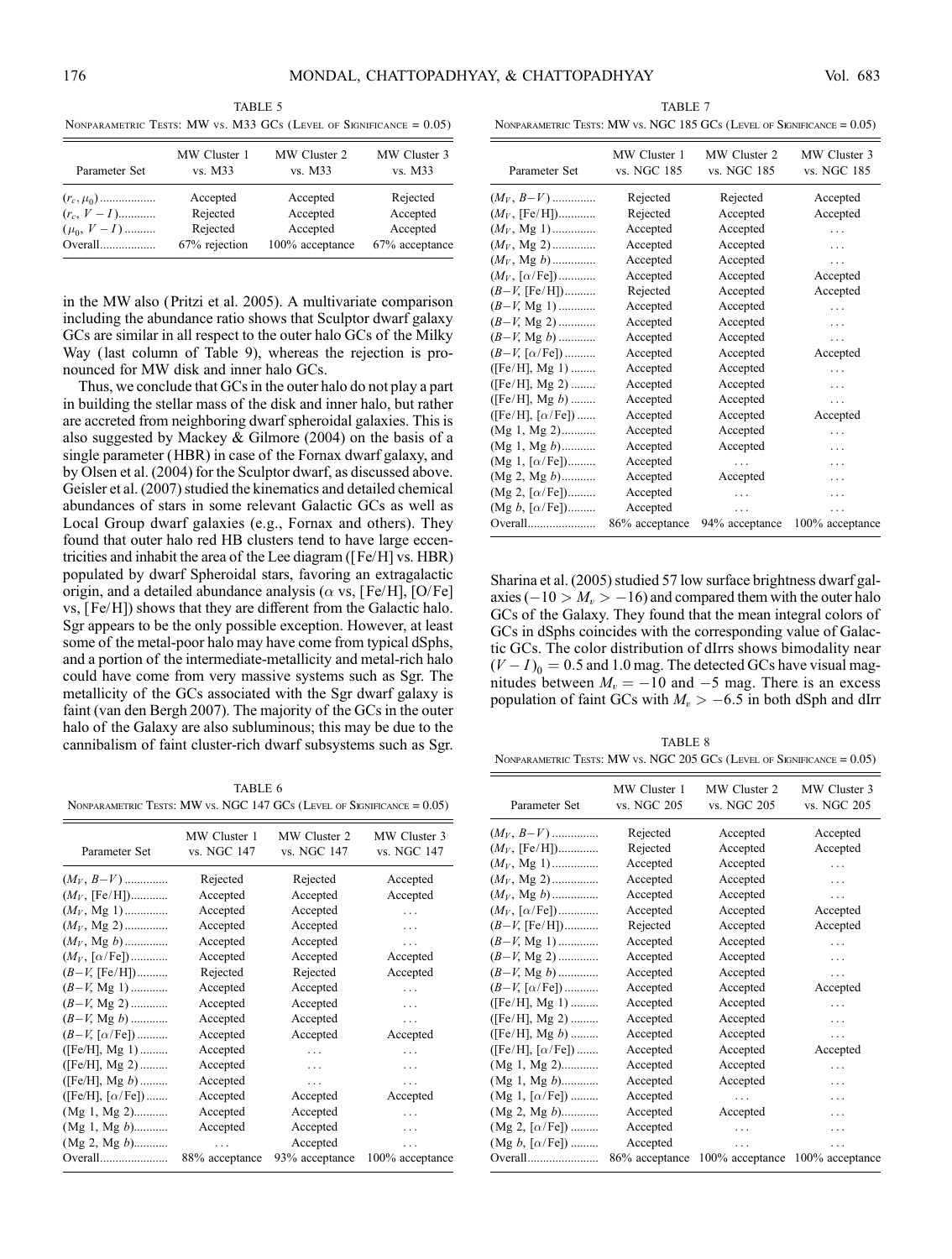TABLE 5

NONPARAMETRIC TESTS: MW VS. M33 GCs (LEVEL OF SIGNIFICANCE = 0.05)

| Parameter Set | MW Cluster 1 vs. M33 | MW Cluster 2 vs. M33 | MW Cluster 3 vs. M33 |
|---|---|---|---|
| $(r_c, \mu_0)$ | Accepted | Accepted | Rejected |
| $(r_c, V-I)$ | Rejected | Accepted | Accepted |
| $(\mu_0, V-I)$ | Rejected | Accepted | Accepted |
| Overall | 67% rejection | 100% acceptance | 67% acceptance |

in the MW also (Pritzi et al. 2005). A multivariate comparison including the abundance ratio shows that Sculptor dwarf galaxy GCs are similar in all respect to the outer halo GCs of the Milky Way (last column of Table 9), whereas the rejection is pronounced for MW disk and inner halo GCs.

Thus, we conclude that GCs in the outer halo do not play a part in building the stellar mass of the disk and inner halo, but rather are accreted from neighboring dwarf spheroidal galaxies. This is also suggested by Mackey & Gilmore (2004) on the basis of a single parameter (HBR) in case of the Fornax dwarf galaxy, and by Olsen et al. (2004) for the Sculptor dwarf, as discussed above. Geisler et al. (2007) studied the kinematics and detailed chemical abundances of stars in some relevant Galactic GCs as well as Local Group dwarf galaxies (e.g., Fornax and others). They found that outer halo red HB clusters tend to have large eccentricities and inhabit the area of the Lee diagram ([Fe/H] vs. HBR) populated by dwarf Spheroidal stars, favoring an extragalactic origin, and a detailed abundance analysis ($\alpha$ vs, [Fe/H], [O/Fe] vs, [Fe/H]) shows that they are different from the Galactic halo. Sgr appears to be the only possible exception. However, at least some of the metal-poor halo may have come from typical dSphs, and a portion of the intermediate-metallicity and metal-rich halo could have come from very massive systems such as Sgr. The metallicity of the GCs associated with the Sgr dwarf galaxy is faint (van den Bergh 2007). The majority of the GCs in the outer halo of the Galaxy are also subluminous; this may be due to the cannibalism of faint cluster-rich dwarf subsystems such as Sgr.

TABLE 6

NONPARAMETRIC TESTS: MW VS. NGC 147 GCs (LEVEL OF SIGNIFICANCE = 0.05)

| Parameter Set | MW Cluster 1 vs. NGC 147 | MW Cluster 2 vs. NGC 147 | MW Cluster 3 vs. NGC 147 |
|---|---|---|---|
| $(M_V, B-V)$ | Rejected | Rejected | Accepted |
| $(M_V, \mathrm{[Fe/H]})$ | Accepted | Accepted | Accepted |
| $(M_V, \mathrm{Mg\ 1})$ | Accepted | Accepted | ... |
| $(M_V, \mathrm{Mg\ 2})$ | Accepted | Accepted | ... |
| $(M_V, \mathrm{Mg}\ b)$ | Accepted | Accepted | ... |
| $(M_V, [\alpha/\mathrm{Fe}])$ | Accepted | Accepted | Accepted |
| $(B-V, \mathrm{[Fe/H]})$ | Rejected | Rejected | Accepted |
| $(B-V, \mathrm{Mg\ 1})$ | Accepted | Accepted | ... |
| $(B-V, \mathrm{Mg\ 2})$ | Accepted | Accepted | ... |
| $(B-V, \mathrm{Mg}\ b)$ | Accepted | Accepted | ... |
| $(B-V, [\alpha/\mathrm{Fe}])$ | Accepted | Accepted | Accepted |
| ([Fe/H], Mg 1) | Accepted | ... | ... |
| ([Fe/H], Mg 2) | Accepted | ... | ... |
| ([Fe/H], Mg $b$) | Accepted | ... | ... |
| ([Fe/H], $[\alpha/\mathrm{Fe}]$) | Accepted | Accepted | Accepted |
| (Mg 1, Mg 2) | Accepted | Accepted | ... |
| (Mg 1, Mg $b$) | Accepted | Accepted | ... |
| (Mg 2, Mg $b$) | ... | Accepted | ... |
| Overall | 88% acceptance | 93% acceptance | 100% acceptance |

TABLE 7

NONPARAMETRIC TESTS: MW VS. NGC 185 GCs (LEVEL OF SIGNIFICANCE = 0.05)

| Parameter Set | MW Cluster 1 vs. NGC 185 | MW Cluster 2 vs. NGC 185 | MW Cluster 3 vs. NGC 185 |
|---|---|---|---|
| $(M_V, B-V)$ | Rejected | Rejected | Accepted |
| $(M_V, \mathrm{[Fe/H]})$ | Rejected | Accepted | Accepted |
| $(M_V, \mathrm{Mg\ 1})$ | Accepted | Accepted | ... |
| $(M_V, \mathrm{Mg\ 2})$ | Accepted | Accepted | ... |
| $(M_V, \mathrm{Mg}\ b)$ | Accepted | Accepted | ... |
| $(M_V, [\alpha/\mathrm{Fe}])$ | Accepted | Accepted | Accepted |
| $(B-V, \mathrm{[Fe/H]})$ | Rejected | Accepted | Accepted |
| $(B-V, \mathrm{Mg\ 1})$ | Accepted | Accepted | ... |
| $(B-V, \mathrm{Mg\ 2})$ | Accepted | Accepted | ... |
| $(B-V, \mathrm{Mg}\ b)$ | Accepted | Accepted | ... |
| $(B-V, [\alpha/\mathrm{Fe}])$ | Accepted | Accepted | Accepted |
| ([Fe/H], Mg 1) | Accepted | Accepted | ... |
| ([Fe/H], Mg 2) | Accepted | Accepted | ... |
| ([Fe/H], Mg $b$) | Accepted | Accepted | ... |
| ([Fe/H], $[\alpha/\mathrm{Fe}]$) | Accepted | Accepted | Accepted |
| (Mg 1, Mg 2) | Accepted | Accepted | ... |
| (Mg 1, Mg $b$) | Accepted | Accepted | ... |
| (Mg 1, $[\alpha/\mathrm{Fe}]$) | Accepted | ... | ... |
| (Mg 2, Mg $b$) | Accepted | Accepted | ... |
| (Mg 2, $[\alpha/\mathrm{Fe}]$) | Accepted | ... | ... |
| (Mg $b$, $[\alpha/\mathrm{Fe}]$) | Accepted | ... | ... |
| Overall | 86% acceptance | 94% acceptance | 100% acceptance |

Sharina et al. (2005) studied 57 low surface brightness dwarf galaxies ($-10 > M_v > -16$) and compared them with the outer halo GCs of the Galaxy. They found that the mean integral colors of GCs in dSphs coincides with the corresponding value of Galactic GCs. The color distribution of dIrrs shows bimodality near $(V-I)_0 = 0.5$ and 1.0 mag. The detected GCs have visual magnitudes between $M_v = -10$ and $-5$ mag. There is an excess population of faint GCs with $M_v > -6.5$ in both dSph and dIrr

TABLE 8

NONPARAMETRIC TESTS: MW VS. NGC 205 GCs (LEVEL OF SIGNIFICANCE = 0.05)

| Parameter Set | MW Cluster 1 vs. NGC 205 | MW Cluster 2 vs. NGC 205 | MW Cluster 3 vs. NGC 205 |
|---|---|---|---|
| $(M_V, B-V)$ | Rejected | Accepted | Accepted |
| $(M_V, \mathrm{[Fe/H]})$ | Rejected | Accepted | Accepted |
| $(M_V, \mathrm{Mg\ 1})$ | Accepted | Accepted | ... |
| $(M_V, \mathrm{Mg\ 2})$ | Accepted | Accepted | ... |
| $(M_V, \mathrm{Mg}\ b)$ | Accepted | Accepted | ... |
| $(M_V, [\alpha/\mathrm{Fe}])$ | Accepted | Accepted | Accepted |
| $(B-V, \mathrm{[Fe/H]})$ | Rejected | Accepted | Accepted |
| $(B-V, \mathrm{Mg\ 1})$ | Accepted | Accepted | ... |
| $(B-V, \mathrm{Mg\ 2})$ | Accepted | Accepted | ... |
| $(B-V, \mathrm{Mg}\ b)$ | Accepted | Accepted | ... |
| $(B-V, [\alpha/\mathrm{Fe}])$ | Accepted | Accepted | Accepted |
| ([Fe/H], Mg 1) | Accepted | Accepted | ... |
| ([Fe/H], Mg 2) | Accepted | Accepted | ... |
| ([Fe/H], Mg $b$) | Accepted | Accepted | ... |
| ([Fe/H], $[\alpha/\mathrm{Fe}]$) | Accepted | Accepted | Accepted |
| (Mg 1, Mg 2) | Accepted | Accepted | ... |
| (Mg 1, Mg $b$) | Accepted | Accepted | ... |
| (Mg 1, $[\alpha/\mathrm{Fe}]$) | Accepted | ... | ... |
| (Mg 2, Mg $b$) | Accepted | Accepted | ... |
| (Mg 2, $[\alpha/\mathrm{Fe}]$) | Accepted | ... | ... |
| (Mg $b$, $[\alpha/\mathrm{Fe}]$) | Accepted | ... | ... |
| Overall | 86% acceptance | 100% acceptance | 100% acceptance |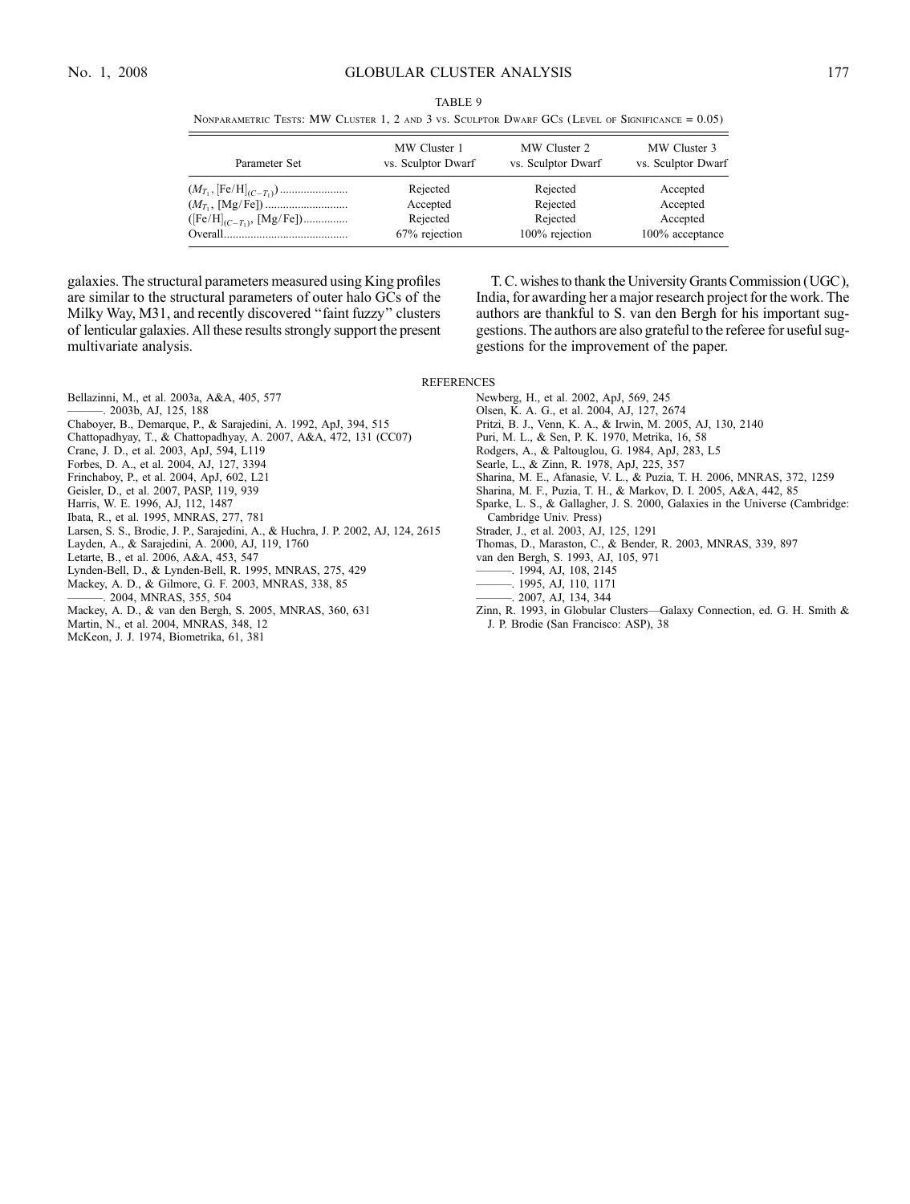TABLE 9

NONPARAMETRIC TESTS: MW CLUSTER 1, 2 AND 3 VS. SCULPTOR DWARF GCs (LEVEL OF SIGNIFICANCE = 0.05)

| Parameter Set | MW Cluster 1 vs. Sculptor Dwarf | MW Cluster 2 vs. Sculptor Dwarf | MW Cluster 3 vs. Sculptor Dwarf |
|---|---|---|---|
| ($M_{T_1}$, $[\mathrm{Fe/H}]_{(C-T_1)}$) | Rejected | Rejected | Accepted |
| ($M_{T_1}$, [Mg/Fe]) | Accepted | Rejected | Accepted |
| ($[\mathrm{Fe/H}]_{(C-T_1)}$, [Mg/Fe]) | Rejected | Rejected | Accepted |
| Overall | 67% rejection | 100% rejection | 100% acceptance |

galaxies. The structural parameters measured using King profiles are similar to the structural parameters of outer halo GCs of the Milky Way, M31, and recently discovered "faint fuzzy" clusters of lenticular galaxies. All these results strongly support the present multivariate analysis.

T. C. wishes to thank the University Grants Commission (UGC), India, for awarding her a major research project for the work. The authors are thankful to S. van den Bergh for his important suggestions. The authors are also grateful to the referee for useful suggestions for the improvement of the paper.

## REFERENCES

Bellazzini, M., et al. 2003a, A&A, 405, 577
———. 2003b, AJ, 125, 188
Chaboyer, B., Demarque, P., & Sarajedini, A. 1992, ApJ, 394, 515
Chattopadhyay, T., & Chattopadhyay, A. 2007, A&A, 472, 131 (CC07)
Crane, J. D., et al. 2003, ApJ, 594, L119
Forbes, D. A., et al. 2004, AJ, 127, 3394
Frinchaboy, P., et al. 2004, ApJ, 602, L21
Geisler, D., et al. 2007, PASP, 119, 939
Harris, W. E. 1996, AJ, 112, 1487
Ibata, R., et al. 1995, MNRAS, 277, 781
Larsen, S. S., Brodie, J. P., Sarajedini, A., & Huchra, J. P. 2002, AJ, 124, 2615
Layden, A., & Sarajedini, A. 2000, AJ, 119, 1760
Letarte, B., et al. 2006, A&A, 453, 547
Lynden-Bell, D., & Lynden-Bell, R. 1995, MNRAS, 275, 429
Mackey, A. D., & Gilmore, G. F. 2003, MNRAS, 338, 85
———. 2004, MNRAS, 355, 504
Mackey, A. D., & van den Bergh, S. 2005, MNRAS, 360, 631
Martin, N., et al. 2004, MNRAS, 348, 12
McKeon, J. J. 1974, Biometrika, 61, 381
Newberg, H., et al. 2002, ApJ, 569, 245
Olsen, K. A. G., et al. 2004, AJ, 127, 2674
Pritzi, B. J., Venn, K. A., & Irwin, M. 2005, AJ, 130, 2140
Puri, M. L., & Sen, P. K. 1970, Metrika, 16, 58
Rodgers, A., & Paltouglou, G. 1984, ApJ, 283, L5
Searle, L., & Zinn, R. 1978, ApJ, 225, 357
Sharina, M. E., Afanasie, V. L., & Puzia, T. H. 2006, MNRAS, 372, 1259
Sharina, M. F., Puzia, T. H., & Markov, D. I. 2005, A&A, 442, 85
Sparke, L. S., & Gallagher, J. S. 2000, Galaxies in the Universe (Cambridge: Cambridge Univ. Press)
Strader, J., et al. 2003, AJ, 125, 1291
Thomas, D., Maraston, C., & Bender, R. 2003, MNRAS, 339, 897
van den Bergh, S. 1993, AJ, 105, 971
———. 1994, AJ, 108, 2145
———. 1995, AJ, 110, 1171
———. 2007, AJ, 134, 344
Zinn, R. 1993, in Globular Clusters—Galaxy Connection, ed. G. H. Smith & J. P. Brodie (San Francisco: ASP), 38